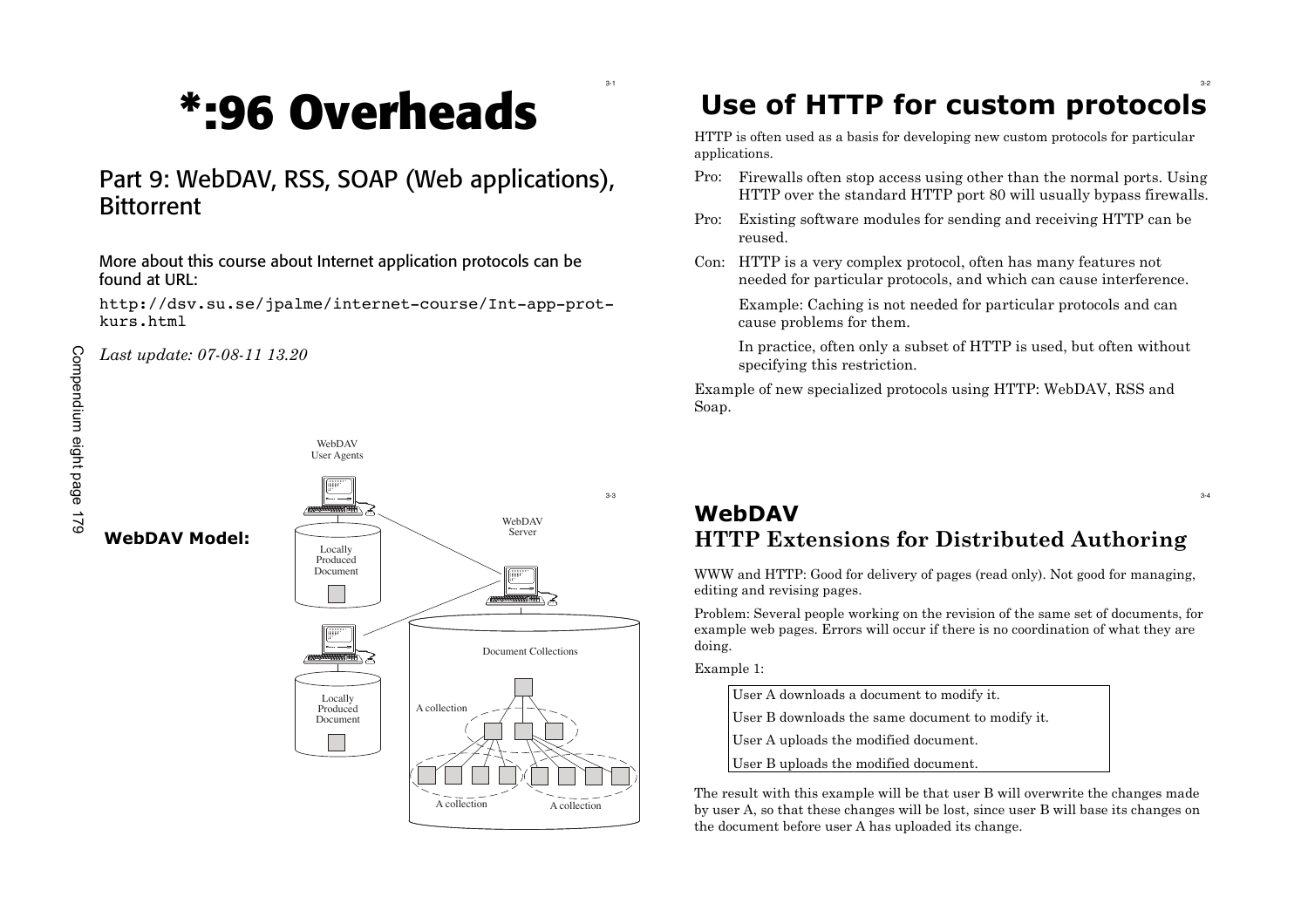# *:96 Overheads

## Part 9: WebDAV, RSS, SOAP (Web applications), Bittorrent

More about this course about Internet application protocols can be found at URL:

http://dsv.su.se/jpalme/internet-course/Int-app-prot-kurs.html

*Last update: 07-08-11 13.20*

Compendium eight page 179

# Use of HTTP for custom protocols

HTTP is often used as a basis for developing new custom protocols for particular applications.

Pro: Firewalls often stop access using other than the normal ports. Using HTTP over the standard HTTP port 80 will usually bypass firewalls.

Pro: Existing software modules for sending and receiving HTTP can be reused.

Con: HTTP is a very complex protocol, often has many features not needed for particular protocols, and which can cause interference.

Example: Caching is not needed for particular protocols and can cause problems for them.

In practice, often only a subset of HTTP is used, but often without specifying this restriction.

Example of new specialized protocols using HTTP: WebDAV, RSS and Soap.

**WebDAV Model:**

WebDAV User Agents

Locally Produced Document

Locally Produced Document

WebDAV Server

Document Collections

A collection

A collection

A collection

## WebDAV HTTP Extensions for Distributed Authoring

WWW and HTTP: Good for delivery of pages (read only). Not good for managing, editing and revising pages.

Problem: Several people working on the revision of the same set of documents, for example web pages. Errors will occur if there is no coordination of what they are doing.

Example 1:

| User A downloads a document to modify it. |
|---|
| User B downloads the same document to modify it. |
| User A uploads the modified document. |
| User B uploads the modified document. |

The result with this example will be that user B will overwrite the changes made by user A, so that these changes will be lost, since user B will base its changes on the document before user A has uploaded its change.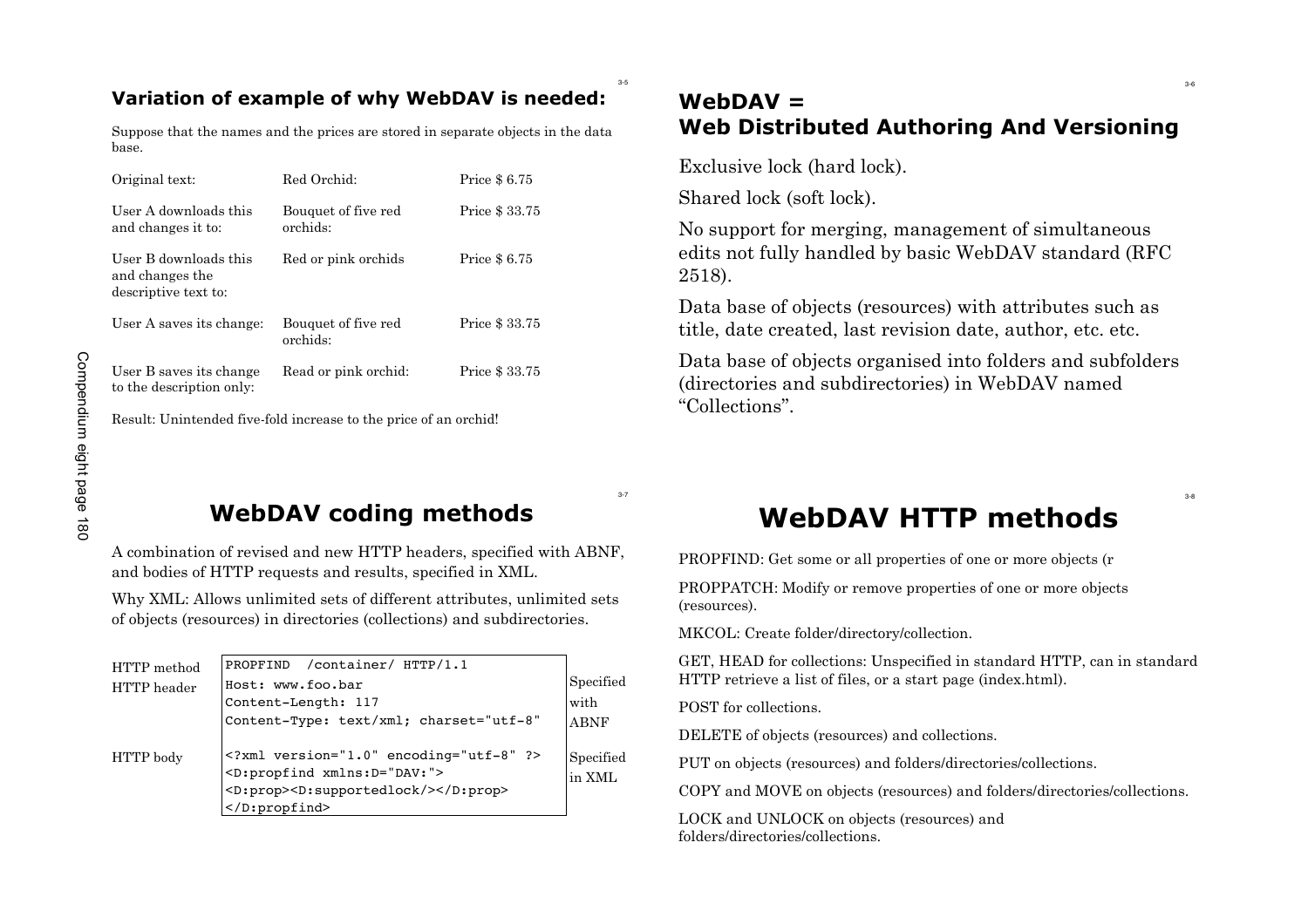## Variation of example of why WebDAV is needed:

Suppose that the names and the prices are stored in separate objects in the data base.

| | | |
|---|---|---|
| Original text: | Red Orchid: | Price $ 6.75 |
| User A downloads this and changes it to: | Bouquet of five red orchids: | Price $ 33.75 |
| User B downloads this and changes the descriptive text to: | Red or pink orchids | Price $ 6.75 |
| User A saves its change: | Bouquet of five red orchids: | Price $ 33.75 |
| User B saves its change to the description only: | Read or pink orchid: | Price $ 33.75 |

Result: Unintended five-fold increase to the price of an orchid!

## WebDAV = Web Distributed Authoring And Versioning

Exclusive lock (hard lock).

Shared lock (soft lock).

No support for merging, management of simultaneous edits not fully handled by basic WebDAV standard (RFC 2518).

Data base of objects (resources) with attributes such as title, date created, last revision date, author, etc. etc.

Data base of objects organised into folders and subfolders (directories and subdirectories) in WebDAV named "Collections".

## WebDAV coding methods

A combination of revised and new HTTP headers, specified with ABNF, and bodies of HTTP requests and results, specified in XML.

Why XML: Allows unlimited sets of different attributes, unlimited sets of objects (resources) in directories (collections) and subdirectories.

| | | |
|---|---|---|
| HTTP method | `PROPFIND  /container/ HTTP/1.1` | Specified with ABNF |
| HTTP header | `Host: www.foo.bar`<br>`Content-Length: 117`<br>`Content-Type: text/xml; charset="utf-8"` | |
| HTTP body | `<?xml version="1.0" encoding="utf-8" ?>`<br>`<D:propfind xmlns:D="DAV:">`<br>`<D:prop><D:supportedlock/></D:prop>`<br>`</D:propfind>` | Specified in XML |

## WebDAV HTTP methods

PROPFIND: Get some or all properties of one or more objects (r

PROPPATCH: Modify or remove properties of one or more objects (resources).

MKCOL: Create folder/directory/collection.

GET, HEAD for collections: Unspecified in standard HTTP, can in standard HTTP retrieve a list of files, or a start page (index.html).

POST for collections.

DELETE of objects (resources) and collections.

PUT on objects (resources) and folders/directories/collections.

COPY and MOVE on objects (resources) and folders/directories/collections.

LOCK and UNLOCK on objects (resources) and folders/directories/collections.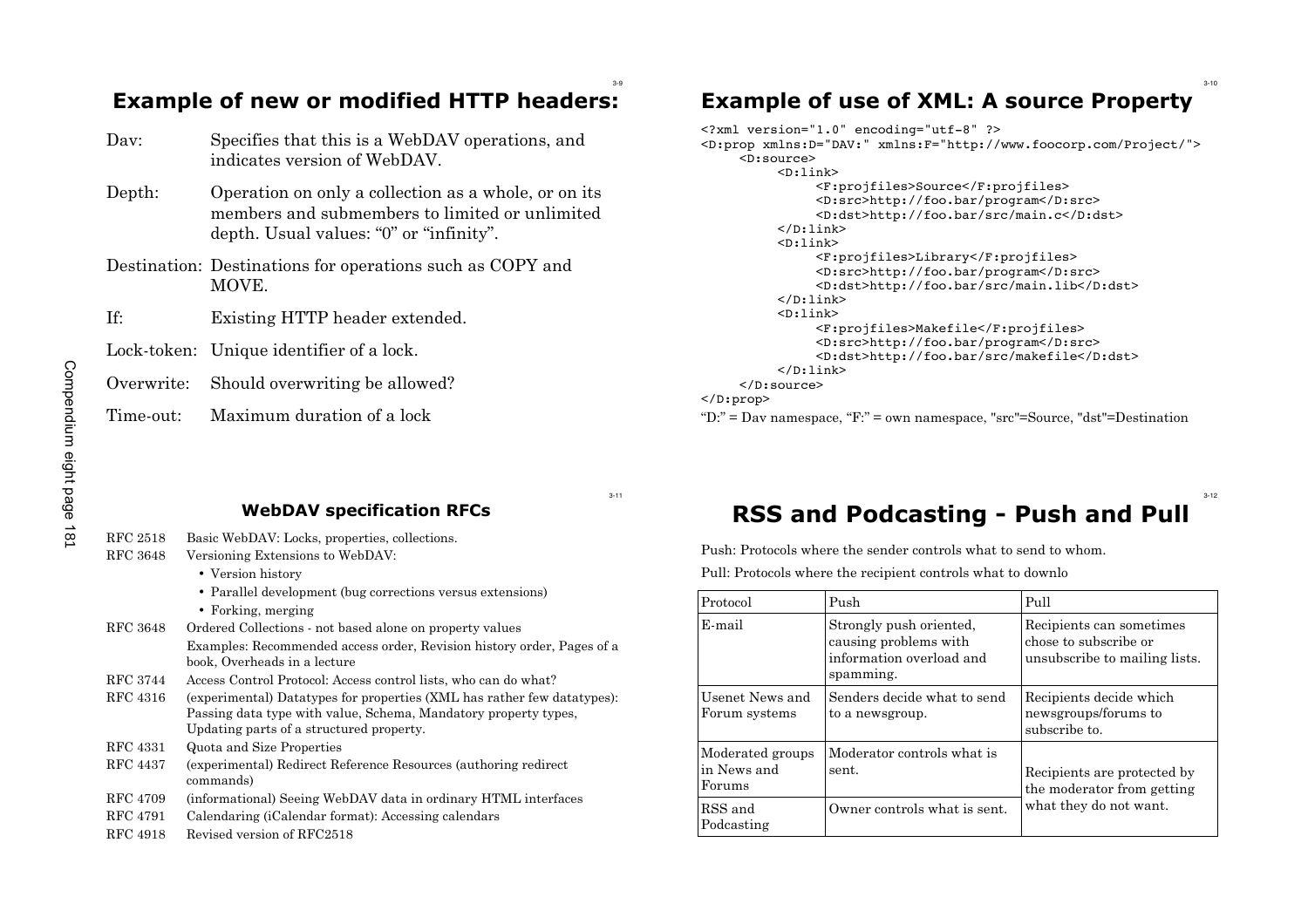## Example of new or modified HTTP headers:

| | |
|---|---|
| Dav: | Specifies that this is a WebDAV operations, and indicates version of WebDAV. |
| Depth: | Operation on only a collection as a whole, or on its members and submembers to limited or unlimited depth. Usual values: “0” or “infinity”. |
| Destination: | Destinations for operations such as COPY and MOVE. |
| If: | Existing HTTP header extended. |
| Lock-token: | Unique identifier of a lock. |
| Overwrite: | Should overwriting be allowed? |
| Time-out: | Maximum duration of a lock |

## Example of use of XML: A source Property

```
<?xml version="1.0" encoding="utf-8" ?>
<D:prop xmlns:D="DAV:" xmlns:F="http://www.foocorp.com/Project/">
    <D:source>
        <D:link>
            <F:projfiles>Source</F:projfiles>
            <D:src>http://foo.bar/program</D:src>
            <D:dst>http://foo.bar/src/main.c</D:dst>
        </D:link>
        <D:link>
            <F:projfiles>Library</F:projfiles>
            <D:src>http://foo.bar/program</D:src>
            <D:dst>http://foo.bar/src/main.lib</D:dst>
        </D:link>
        <D:link>
            <F:projfiles>Makefile</F:projfiles>
            <D:src>http://foo.bar/program</D:src>
            <D:dst>http://foo.bar/src/makefile</D:dst>
        </D:link>
    </D:source>
</D:prop>
```

“D:” = Dav namespace, “F:” = own namespace, "src"=Source, "dst"=Destination

### WebDAV specification RFCs

| | |
|---|---|
| RFC 2518 | Basic WebDAV: Locks, properties, collections. |
| RFC 3648 | Versioning Extensions to WebDAV:<br>• Version history<br>• Parallel development (bug corrections versus extensions)<br>• Forking, merging |
| RFC 3648 | Ordered Collections - not based alone on property values<br>Examples: Recommended access order, Revision history order, Pages of a book, Overheads in a lecture |
| RFC 3744 | Access Control Protocol: Access control lists, who can do what? |
| RFC 4316 | (experimental) Datatypes for properties (XML has rather few datatypes): Passing data type with value, Schema, Mandatory property types, Updating parts of a structured property. |
| RFC 4331 | Quota and Size Properties |
| RFC 4437 | (experimental) Redirect Reference Resources (authoring redirect commands) |
| RFC 4709 | (informational) Seeing WebDAV data in ordinary HTML interfaces |
| RFC 4791 | Calendaring (iCalendar format): Accessing calendars |
| RFC 4918 | Revised version of RFC2518 |

## RSS and Podcasting - Push and Pull

Push: Protocols where the sender controls what to send to whom.

Pull: Protocols where the recipient controls what to downlo

| Protocol | Push | Pull |
|---|---|---|
| E-mail | Strongly push oriented, causing problems with information overload and spamming. | Recipients can sometimes chose to subscribe or unsubscribe to mailing lists. |
| Usenet News and Forum systems | Senders decide what to send to a newsgroup. | Recipients decide which newsgroups/forums to subscribe to. |
| Moderated groups in News and Forums | Moderator controls what is sent. | Recipients are protected by the moderator from getting what they do not want. |
| RSS and Podcasting | Owner controls what is sent. | |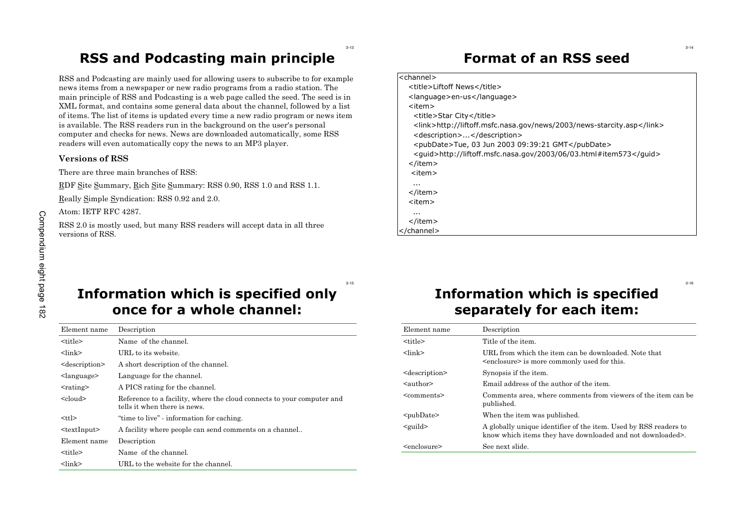# RSS and Podcasting main principle

RSS and Podcasting are mainly used for allowing users to subscribe to for example news items from a newspaper or new radio programs from a radio station. The main principle of RSS and Podcasting is a web page called the seed. The seed is in XML format, and contains some general data about the channel, followed by a list of items. The list of items is updated every time a new radio program or news item is available. The RSS readers run in the background on the user's personal computer and checks for news. News are downloaded automatically, some RSS readers will even automatically copy the news to an MP3 player.

### Versions of RSS

There are three main branches of RSS:

RDF Site Summary, Rich Site Summary: RSS 0.90, RSS 1.0 and RSS 1.1.

Really Simple Syndication: RSS 0.92 and 2.0.

Atom: IETF RFC 4287.

RSS 2.0 is mostly used, but many RSS readers will accept data in all three versions of RSS.

# Format of an RSS seed

```
<channel>
  <title>Liftoff News</title>
  <language>en-us</language>
  <item>
    <title>Star City</title>
    <link>http://liftoff.msfc.nasa.gov/news/2003/news-starcity.asp</link>
    <description>...</description>
    <pubDate>Tue, 03 Jun 2003 09:39:21 GMT</pubDate>
    <guid>http://liftoff.msfc.nasa.gov/2003/06/03.html#item573</guid>
  </item>
  <item>
    ...
  </item>
  <item>
    ...
  </item>
</channel>
```

# Information which is specified only once for a whole channel:

| Element name | Description |
|---|---|
| <title> | Name of the channel. |
| <link> | URL to its website. |
| <description> | A short description of the channel. |
| <language> | Language for the channel. |
| <rating> | A PICS rating for the channel. |
| <cloud> | Reference to a facility, where the cloud connects to your computer and tells it when there is news. |
| <ttl> | "time to live" - information for caching. |
| <textInput> | A facility where people can send comments on a channel.. |
| Element name | Description |
| <title> | Name of the channel. |
| <link> | URL to the website for the channel. |

# Information which is specified separately for each item:

| Element name | Description |
|---|---|
| <title> | Title of the item. |
| <link> | URL from which the item can be downloaded. Note that <enclosure> is more commonly used for this. |
| <description> | Synopsis if the item. |
| <author> | Email address of the author of the item. |
| <comments> | Comments area, where comments from viewers of the item can be published. |
| <pubDate> | When the item was published. |
| <guild> | A globally unique identifier of the item. Used by RSS readers to know which items they have downloaded and not downloaded>. |
| <enclosure> | See next slide. |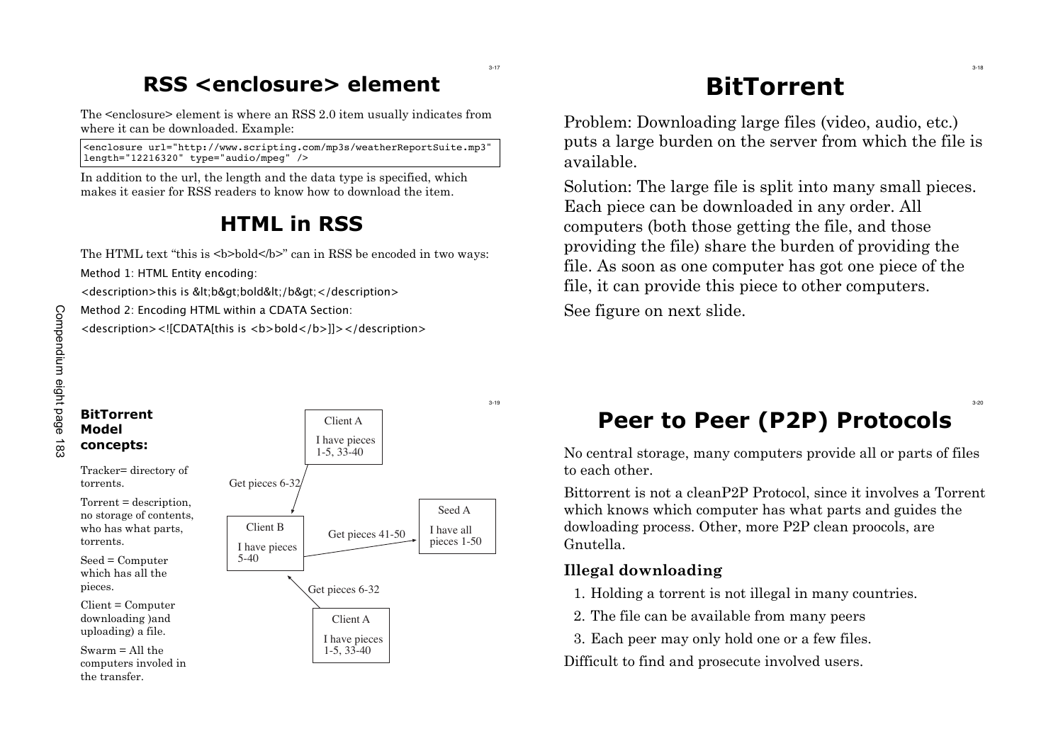# RSS <enclosure> element

The <enclosure> element is where an RSS 2.0 item usually indicates from where it can be downloaded. Example:

```
<enclosure url="http://www.scripting.com/mp3s/weatherReportSuite.mp3"
length="12216320" type="audio/mpeg" />
```

In addition to the url, the length and the data type is specified, which makes it easier for RSS readers to know how to download the item.

# HTML in RSS

The HTML text "this is <b>bold</b>" can in RSS be encoded in two ways:

Method 1: HTML Entity encoding:

<description>this is &lt;b&gt;bold&lt;/b&gt;</description>

Method 2: Encoding HTML within a CDATA Section:

<description><![CDATA[this is <b>bold</b>]]></description>

# BitTorrent

Problem: Downloading large files (video, audio, etc.) puts a large burden on the server from which the file is available.

Solution: The large file is split into many small pieces. Each piece can be downloaded in any order. All computers (both those getting the file, and those providing the file) share the burden of providing the file. As soon as one computer has got one piece of the file, it can provide this piece to other computers.

See figure on next slide.

**BitTorrent Model concepts:**

Tracker= directory of torrents.

Torrent = description, no storage of contents, who has what parts, torrents.

Seed = Computer which has all the pieces.

Client = Computer downloading )and uploading) a file.

Swarm = All the computers involed in the transfer.

Client A
I have pieces 1-5, 33-40

Get pieces 6-32

Client B
I have pieces 5-40

Get pieces 41-50

Seed A
I have all pieces 1-50

Get pieces 6-32

Client A
I have pieces 1-5, 33-40

# Peer to Peer (P2P) Protocols

No central storage, many computers provide all or parts of files to each other.

Bittorrent is not a cleanP2P Protocol, since it involves a Torrent which knows which computer has what parts and guides the dowloading process. Other, more P2P clean proocols, are Gnutella.

### Illegal downloading

1. Holding a torrent is not illegal in many countries.
2. The file can be available from many peers
3. Each peer may only hold one or a few files.

Difficult to find and prosecute involved users.